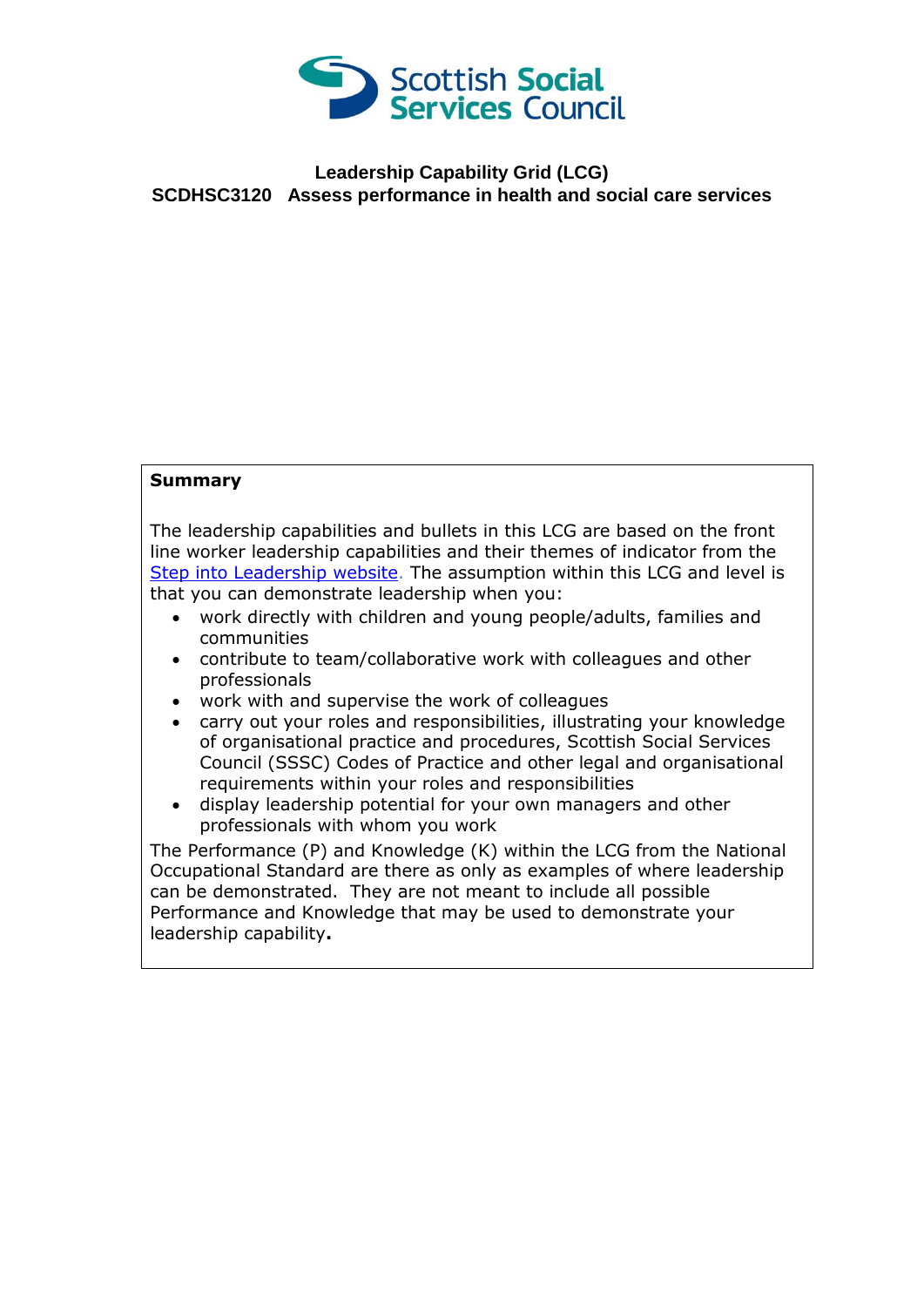# Leadership Capability Grid (LCG)

## SCDHSC3120 Assess performance in health and social care services

**Summary**

The leadership capabilities and bullets in this LCG are based on the front line worker leadership capabilities and their themes of indicator from the [Step into Leadership website](). The assumption within this LCG and level is that you can demonstrate leadership when you:

- work directly with children and young people/adults, families and communities
- contribute to team/collaborative work with colleagues and other professionals
- work with and supervise the work of colleagues
- carry out your roles and responsibilities, illustrating your knowledge of organisational practice and procedures, Scottish Social Services Council (SSSC) Codes of Practice and other legal and organisational requirements within your roles and responsibilities
- display leadership potential for your own managers and other professionals with whom you work

The Performance (P) and Knowledge (K) within the LCG from the National Occupational Standard are there as only as examples of where leadership can be demonstrated. They are not meant to include all possible Performance and Knowledge that may be used to demonstrate your leadership capability**.**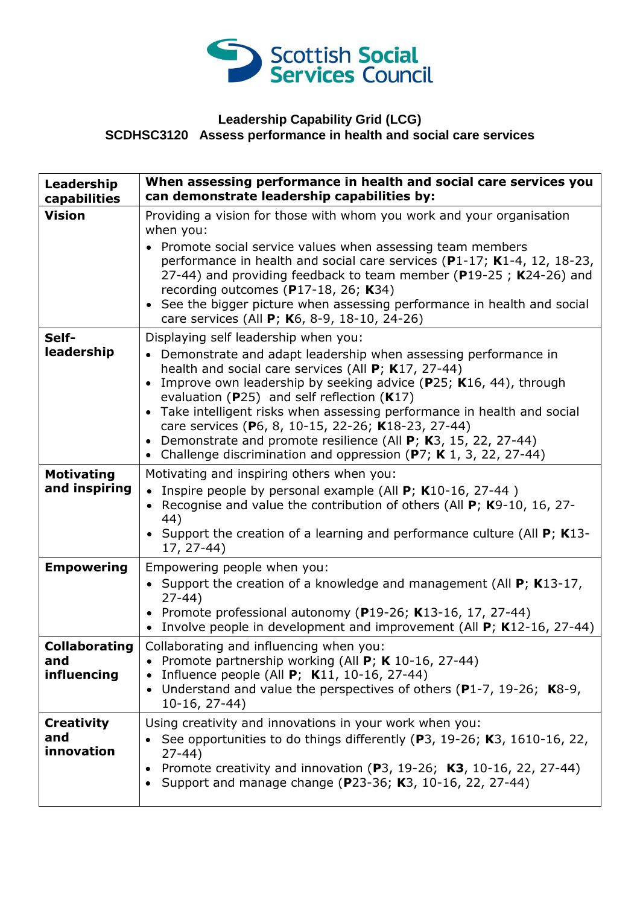Scottish Social Services Council

**Leadership Capability Grid (LCG)**
**SCDHSC3120 Assess performance in health and social care services**

| **Leadership capabilities** | **When assessing performance in health and social care services you can demonstrate leadership capabilities by:** |
|---|---|
| **Vision** | Providing a vision for those with whom you work and your organisation when you:<br>• Promote social service values when assessing team members performance in health and social care services (**P**1-17; **K**1-4, 12, 18-23, 27-44) and providing feedback to team member (**P**19-25 ; **K**24-26) and recording outcomes (**P**17-18, 26; **K**34)<br>• See the bigger picture when assessing performance in health and social care services (All **P**; **K**6, 8-9, 18-10, 24-26) |
| **Self-leadership** | Displaying self leadership when you:<br>• Demonstrate and adapt leadership when assessing performance in health and social care services (All **P**; **K**17, 27-44)<br>• Improve own leadership by seeking advice (**P**25; **K**16, 44), through evaluation (**P**25) and self reflection (**K**17)<br>• Take intelligent risks when assessing performance in health and social care services (**P**6, 8, 10-15, 22-26; **K**18-23, 27-44)<br>• Demonstrate and promote resilience (All **P**; **K**3, 15, 22, 27-44)<br>• Challenge discrimination and oppression (**P**7; **K** 1, 3, 22, 27-44) |
| **Motivating and inspiring** | Motivating and inspiring others when you:<br>• Inspire people by personal example (All **P**; **K**10-16, 27-44 )<br>• Recognise and value the contribution of others (All **P**; **K**9-10, 16, 27-44)<br>• Support the creation of a learning and performance culture (All **P**; **K**13-17, 27-44) |
| **Empowering** | Empowering people when you:<br>• Support the creation of a knowledge and management (All **P**; **K**13-17, 27-44)<br>• Promote professional autonomy (**P**19-26; **K**13-16, 17, 27-44)<br>• Involve people in development and improvement (All **P**; **K**12-16, 27-44) |
| **Collaborating and influencing** | Collaborating and influencing when you:<br>• Promote partnership working (All **P**; **K** 10-16, 27-44)<br>• Influence people (All **P**; **K**11, 10-16, 27-44)<br>• Understand and value the perspectives of others (**P**1-7, 19-26; **K**8-9, 10-16, 27-44) |
| **Creativity and innovation** | Using creativity and innovations in your work when you:<br>• See opportunities to do things differently (**P**3, 19-26; **K**3, 1610-16, 22, 27-44)<br>• Promote creativity and innovation (**P**3, 19-26; **K3**, 10-16, 22, 27-44)<br>• Support and manage change (**P**23-36; **K**3, 10-16, 22, 27-44) |